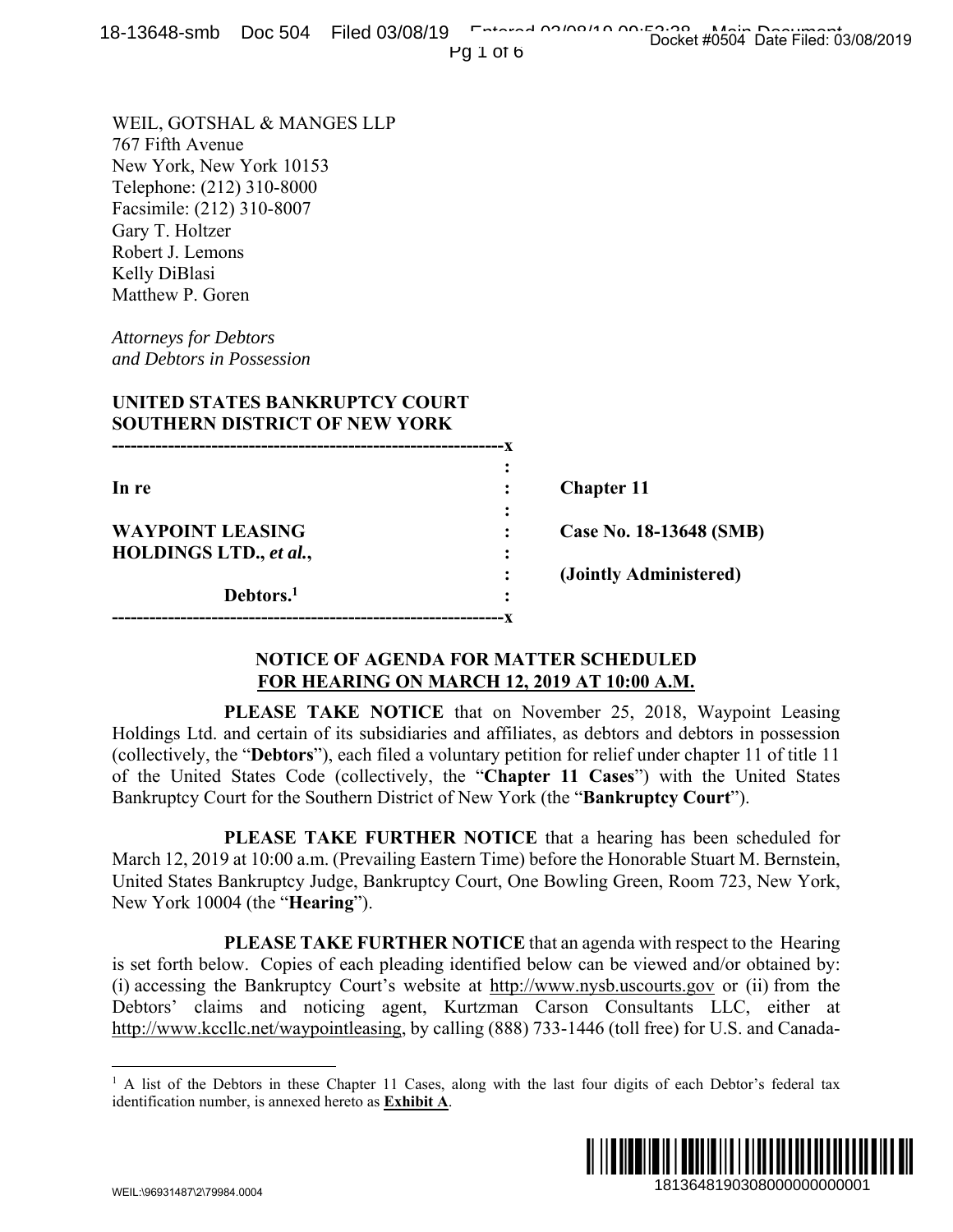WEIL, GOTSHAL & MANGES LLP
767 Fifth Avenue
New York, New York 10153
Telephone: (212) 310-8000
Facsimile: (212) 310-8007
Gary T. Holtzer
Robert J. Lemons
Kelly DiBlasi
Matthew P. Goren

*Attorneys for Debtors*
*and Debtors in Possession*

**UNITED STATES BANKRUPTCY COURT**
**SOUTHERN DISTRICT OF NEW YORK**

| | | |
|---|---|---|
| **In re** | : | **Chapter 11** |
| **WAYPOINT LEASING HOLDINGS LTD., *et al.*,** | : | **Case No. 18-13648 (SMB)** |
| | : | **(Jointly Administered)** |
| **Debtors.**[1] | : | |

**NOTICE OF AGENDA FOR MATTER SCHEDULED**
**FOR HEARING ON MARCH 12, 2019 AT 10:00 A.M.**

**PLEASE TAKE NOTICE** that on November 25, 2018, Waypoint Leasing Holdings Ltd. and certain of its subsidiaries and affiliates, as debtors and debtors in possession (collectively, the "**Debtors**"), each filed a voluntary petition for relief under chapter 11 of title 11 of the United States Code (collectively, the "**Chapter 11 Cases**") with the United States Bankruptcy Court for the Southern District of New York (the "**Bankruptcy Court**").

**PLEASE TAKE FURTHER NOTICE** that a hearing has been scheduled for March 12, 2019 at 10:00 a.m. (Prevailing Eastern Time) before the Honorable Stuart M. Bernstein, United States Bankruptcy Judge, Bankruptcy Court, One Bowling Green, Room 723, New York, New York 10004 (the "**Hearing**").

**PLEASE TAKE FURTHER NOTICE** that an agenda with respect to the Hearing is set forth below. Copies of each pleading identified below can be viewed and/or obtained by: (i) accessing the Bankruptcy Court's website at http://www.nysb.uscourts.gov or (ii) from the Debtors' claims and noticing agent, Kurtzman Carson Consultants LLC, either at http://www.kccllc.net/waypointleasing, by calling (888) 733-1446 (toll free) for U.S. and Canada-

[1] A list of the Debtors in these Chapter 11 Cases, along with the last four digits of each Debtor's federal tax identification number, is annexed hereto as **Exhibit A**.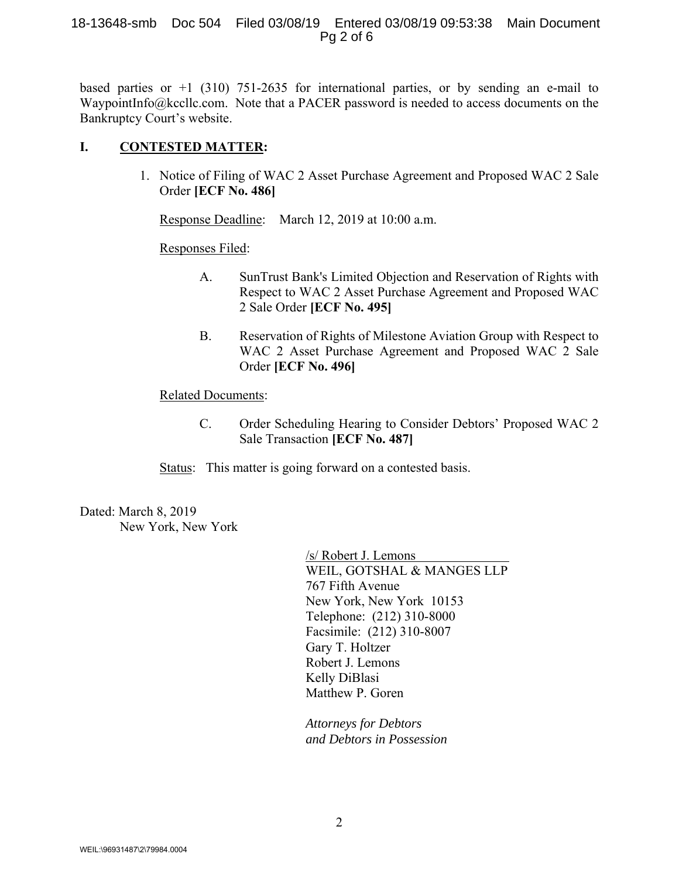based parties or +1 (310) 751-2635 for international parties, or by sending an e-mail to WaypointInfo@kccllc.com. Note that a PACER password is needed to access documents on the Bankruptcy Court's website.

## I. CONTESTED MATTER:

1. Notice of Filing of WAC 2 Asset Purchase Agreement and Proposed WAC 2 Sale Order **[ECF No. 486]**

   Response Deadline: March 12, 2019 at 10:00 a.m.

   Responses Filed:

   A. SunTrust Bank's Limited Objection and Reservation of Rights with Respect to WAC 2 Asset Purchase Agreement and Proposed WAC 2 Sale Order **[ECF No. 495]**

   B. Reservation of Rights of Milestone Aviation Group with Respect to WAC 2 Asset Purchase Agreement and Proposed WAC 2 Sale Order **[ECF No. 496]**

   Related Documents:

   C. Order Scheduling Hearing to Consider Debtors' Proposed WAC 2 Sale Transaction **[ECF No. 487]**

   Status: This matter is going forward on a contested basis.

Dated: March 8, 2019
New York, New York

/s/ Robert J. Lemons
WEIL, GOTSHAL & MANGES LLP
767 Fifth Avenue
New York, New York 10153
Telephone: (212) 310-8000
Facsimile: (212) 310-8007
Gary T. Holtzer
Robert J. Lemons
Kelly DiBlasi
Matthew P. Goren

*Attorneys for Debtors and Debtors in Possession*

WEIL:\96931487\2\79984.0004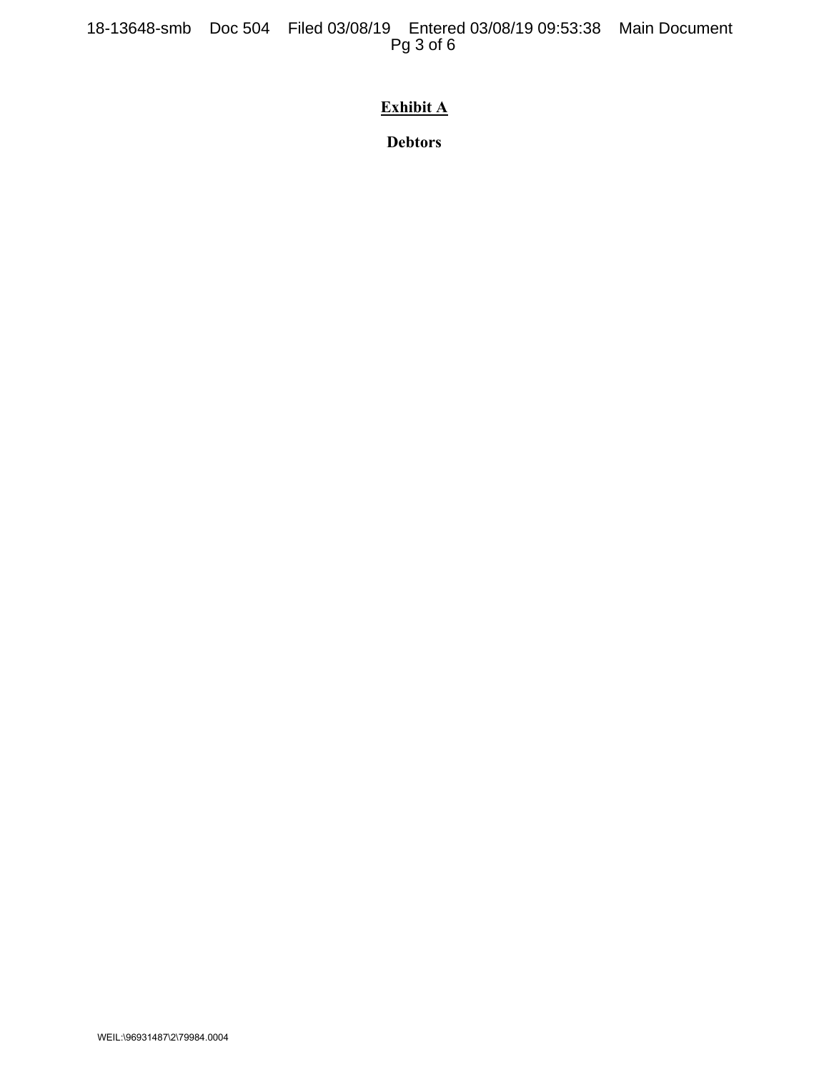**Exhibit A**

**Debtors**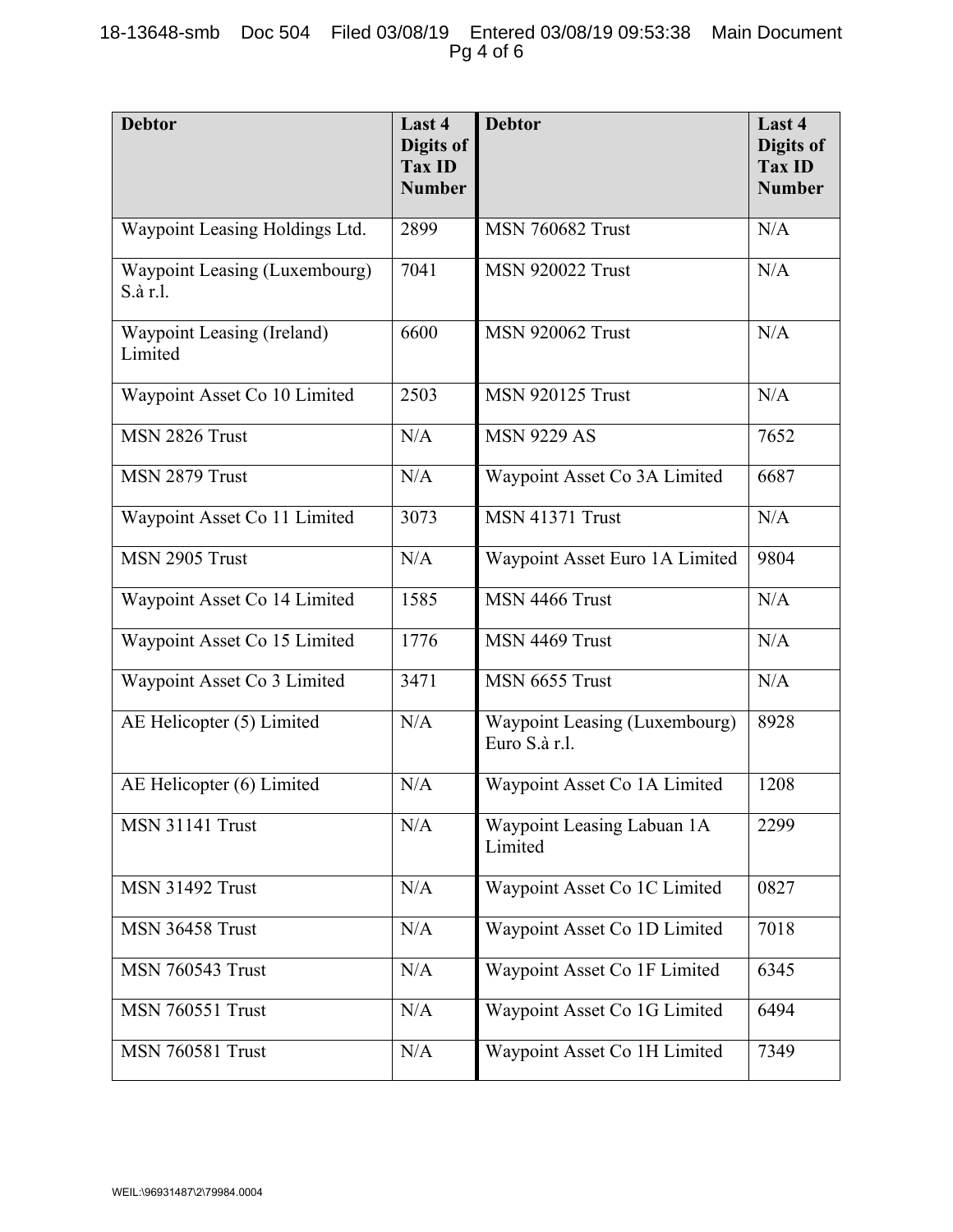| Debtor | Last 4 Digits of Tax ID Number | Debtor | Last 4 Digits of Tax ID Number |
|---|---|---|---|
| Waypoint Leasing Holdings Ltd. | 2899 | MSN 760682 Trust | N/A |
| Waypoint Leasing (Luxembourg) S.à r.l. | 7041 | MSN 920022 Trust | N/A |
| Waypoint Leasing (Ireland) Limited | 6600 | MSN 920062 Trust | N/A |
| Waypoint Asset Co 10 Limited | 2503 | MSN 920125 Trust | N/A |
| MSN 2826 Trust | N/A | MSN 9229 AS | 7652 |
| MSN 2879 Trust | N/A | Waypoint Asset Co 3A Limited | 6687 |
| Waypoint Asset Co 11 Limited | 3073 | MSN 41371 Trust | N/A |
| MSN 2905 Trust | N/A | Waypoint Asset Euro 1A Limited | 9804 |
| Waypoint Asset Co 14 Limited | 1585 | MSN 4466 Trust | N/A |
| Waypoint Asset Co 15 Limited | 1776 | MSN 4469 Trust | N/A |
| Waypoint Asset Co 3 Limited | 3471 | MSN 6655 Trust | N/A |
| AE Helicopter (5) Limited | N/A | Waypoint Leasing (Luxembourg) Euro S.à r.l. | 8928 |
| AE Helicopter (6) Limited | N/A | Waypoint Asset Co 1A Limited | 1208 |
| MSN 31141 Trust | N/A | Waypoint Leasing Labuan 1A Limited | 2299 |
| MSN 31492 Trust | N/A | Waypoint Asset Co 1C Limited | 0827 |
| MSN 36458 Trust | N/A | Waypoint Asset Co 1D Limited | 7018 |
| MSN 760543 Trust | N/A | Waypoint Asset Co 1F Limited | 6345 |
| MSN 760551 Trust | N/A | Waypoint Asset Co 1G Limited | 6494 |
| MSN 760581 Trust | N/A | Waypoint Asset Co 1H Limited | 7349 |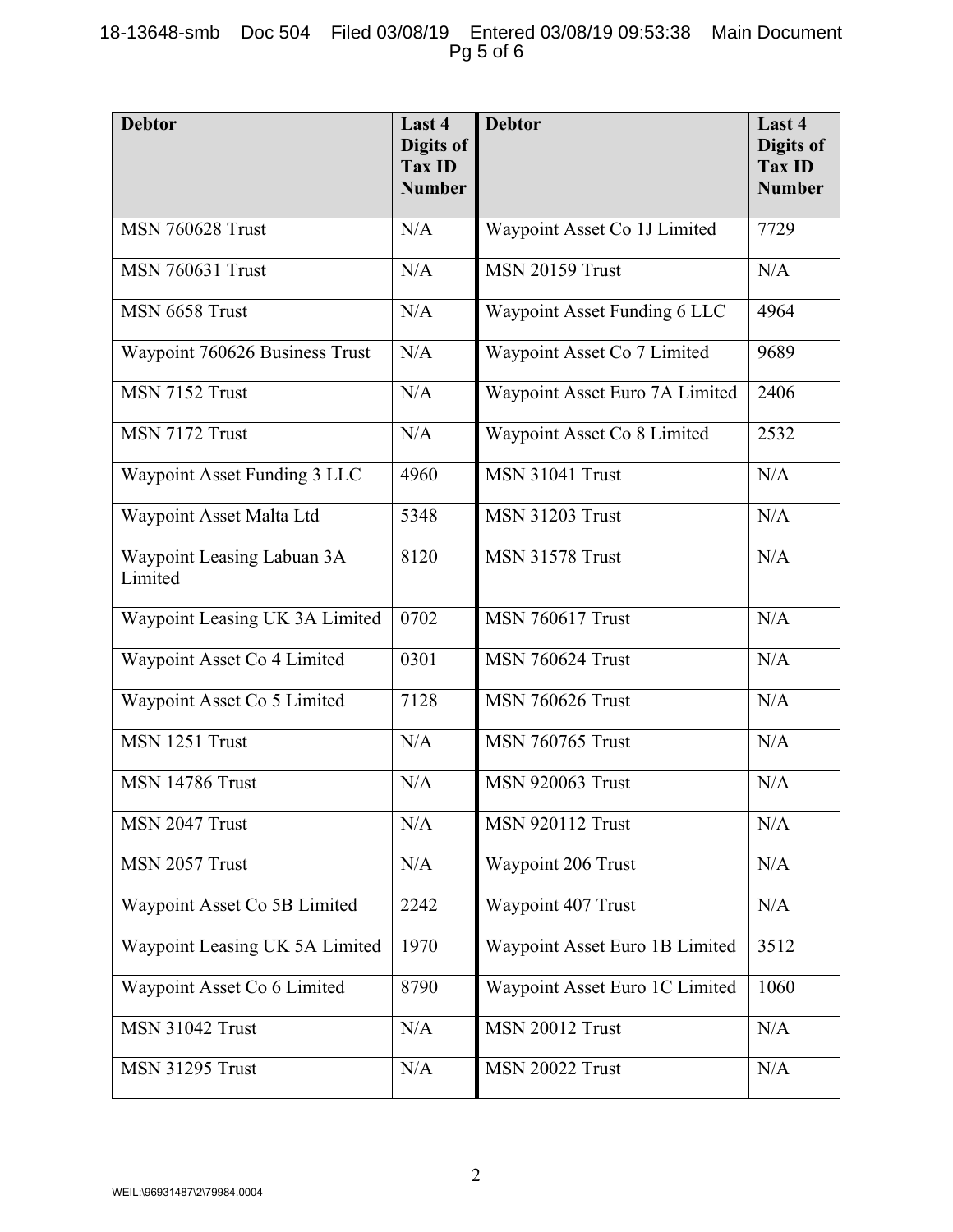| Debtor | Last 4 Digits of Tax ID Number | Debtor | Last 4 Digits of Tax ID Number |
|---|---|---|---|
| MSN 760628 Trust | N/A | Waypoint Asset Co 1J Limited | 7729 |
| MSN 760631 Trust | N/A | MSN 20159 Trust | N/A |
| MSN 6658 Trust | N/A | Waypoint Asset Funding 6 LLC | 4964 |
| Waypoint 760626 Business Trust | N/A | Waypoint Asset Co 7 Limited | 9689 |
| MSN 7152 Trust | N/A | Waypoint Asset Euro 7A Limited | 2406 |
| MSN 7172 Trust | N/A | Waypoint Asset Co 8 Limited | 2532 |
| Waypoint Asset Funding 3 LLC | 4960 | MSN 31041 Trust | N/A |
| Waypoint Asset Malta Ltd | 5348 | MSN 31203 Trust | N/A |
| Waypoint Leasing Labuan 3A Limited | 8120 | MSN 31578 Trust | N/A |
| Waypoint Leasing UK 3A Limited | 0702 | MSN 760617 Trust | N/A |
| Waypoint Asset Co 4 Limited | 0301 | MSN 760624 Trust | N/A |
| Waypoint Asset Co 5 Limited | 7128 | MSN 760626 Trust | N/A |
| MSN 1251 Trust | N/A | MSN 760765 Trust | N/A |
| MSN 14786 Trust | N/A | MSN 920063 Trust | N/A |
| MSN 2047 Trust | N/A | MSN 920112 Trust | N/A |
| MSN 2057 Trust | N/A | Waypoint 206 Trust | N/A |
| Waypoint Asset Co 5B Limited | 2242 | Waypoint 407 Trust | N/A |
| Waypoint Leasing UK 5A Limited | 1970 | Waypoint Asset Euro 1B Limited | 3512 |
| Waypoint Asset Co 6 Limited | 8790 | Waypoint Asset Euro 1C Limited | 1060 |
| MSN 31042 Trust | N/A | MSN 20012 Trust | N/A |
| MSN 31295 Trust | N/A | MSN 20022 Trust | N/A |

WEIL:\96931487\2\79984.0004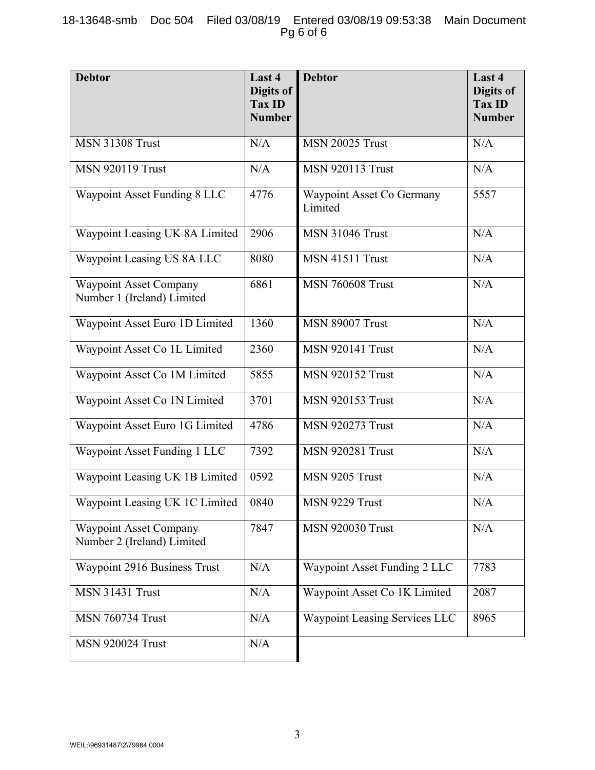| Debtor | Last 4 Digits of Tax ID Number | Debtor | Last 4 Digits of Tax ID Number |
|---|---|---|---|
| MSN 31308 Trust | N/A | MSN 20025 Trust | N/A |
| MSN 920119 Trust | N/A | MSN 920113 Trust | N/A |
| Waypoint Asset Funding 8 LLC | 4776 | Waypoint Asset Co Germany Limited | 5557 |
| Waypoint Leasing UK 8A Limited | 2906 | MSN 31046 Trust | N/A |
| Waypoint Leasing US 8A LLC | 8080 | MSN 41511 Trust | N/A |
| Waypoint Asset Company Number 1 (Ireland) Limited | 6861 | MSN 760608 Trust | N/A |
| Waypoint Asset Euro 1D Limited | 1360 | MSN 89007 Trust | N/A |
| Waypoint Asset Co 1L Limited | 2360 | MSN 920141 Trust | N/A |
| Waypoint Asset Co 1M Limited | 5855 | MSN 920152 Trust | N/A |
| Waypoint Asset Co 1N Limited | 3701 | MSN 920153 Trust | N/A |
| Waypoint Asset Euro 1G Limited | 4786 | MSN 920273 Trust | N/A |
| Waypoint Asset Funding 1 LLC | 7392 | MSN 920281 Trust | N/A |
| Waypoint Leasing UK 1B Limited | 0592 | MSN 9205 Trust | N/A |
| Waypoint Leasing UK 1C Limited | 0840 | MSN 9229 Trust | N/A |
| Waypoint Asset Company Number 2 (Ireland) Limited | 7847 | MSN 920030 Trust | N/A |
| Waypoint 2916 Business Trust | N/A | Waypoint Asset Funding 2 LLC | 7783 |
| MSN 31431 Trust | N/A | Waypoint Asset Co 1K Limited | 2087 |
| MSN 760734 Trust | N/A | Waypoint Leasing Services LLC | 8965 |
| MSN 920024 Trust | N/A | | |

WEIL:\96931487\2\79984.0004